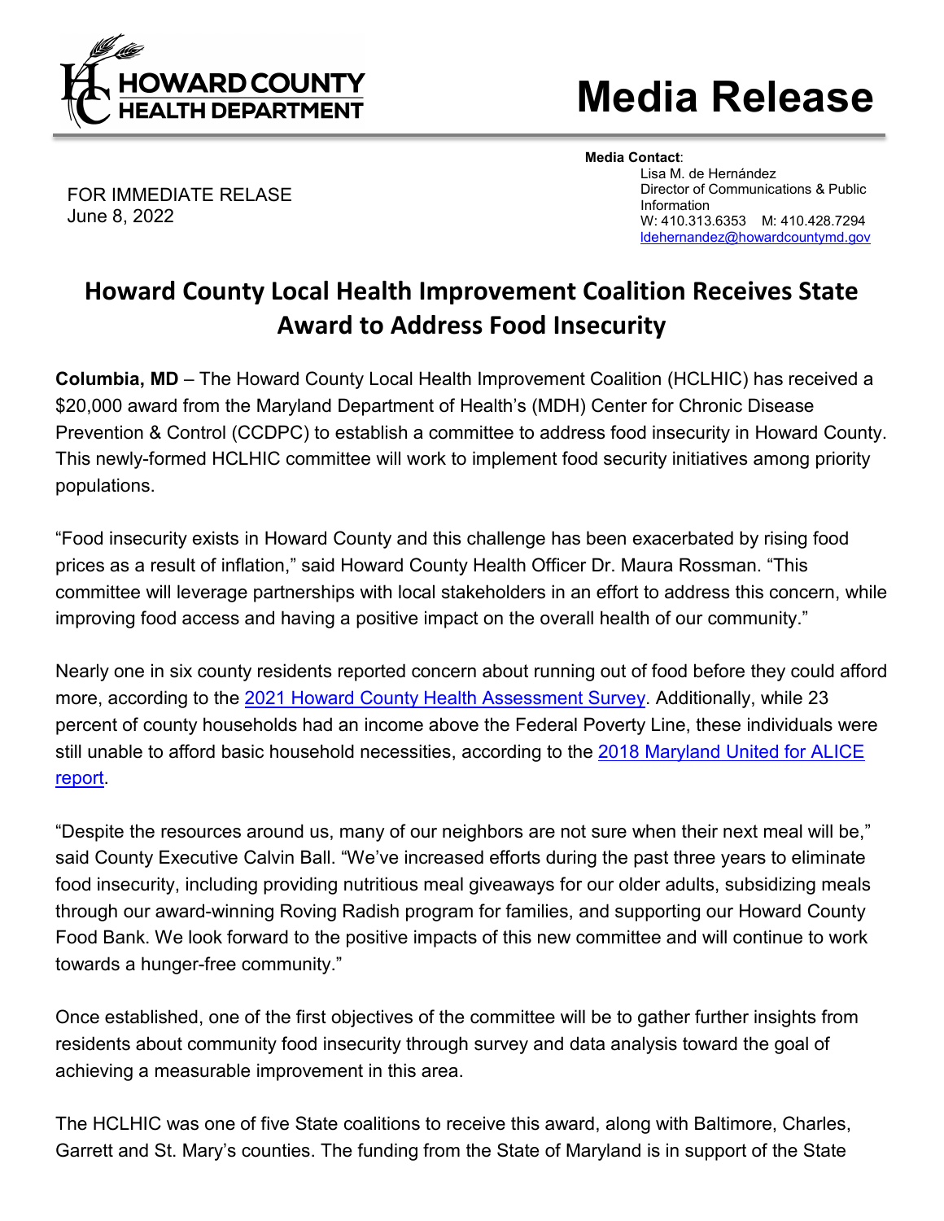HOWARD COUNTY HEALTH DEPARTMENT

# Media Release

**Media Contact**:
Lisa M. de Hernández
Director of Communications & Public Information
W: 410.313.6353 M: 410.428.7294
ldehernandez@howardcountymd.gov

FOR IMMEDIATE RELASE
June 8, 2022

## Howard County Local Health Improvement Coalition Receives State Award to Address Food Insecurity

**Columbia, MD** – The Howard County Local Health Improvement Coalition (HCLHIC) has received a $20,000 award from the Maryland Department of Health's (MDH) Center for Chronic Disease Prevention & Control (CCDPC) to establish a committee to address food insecurity in Howard County. This newly-formed HCLHIC committee will work to implement food security initiatives among priority populations.

"Food insecurity exists in Howard County and this challenge has been exacerbated by rising food prices as a result of inflation," said Howard County Health Officer Dr. Maura Rossman. "This committee will leverage partnerships with local stakeholders in an effort to address this concern, while improving food access and having a positive impact on the overall health of our community."

Nearly one in six county residents reported concern about running out of food before they could afford more, according to the [2021 Howard County Health Assessment Survey](). Additionally, while 23 percent of county households had an income above the Federal Poverty Line, these individuals were still unable to afford basic household necessities, according to the [2018 Maryland United for ALICE report]().

"Despite the resources around us, many of our neighbors are not sure when their next meal will be," said County Executive Calvin Ball. "We've increased efforts during the past three years to eliminate food insecurity, including providing nutritious meal giveaways for our older adults, subsidizing meals through our award-winning Roving Radish program for families, and supporting our Howard County Food Bank. We look forward to the positive impacts of this new committee and will continue to work towards a hunger-free community."

Once established, one of the first objectives of the committee will be to gather further insights from residents about community food insecurity through survey and data analysis toward the goal of achieving a measurable improvement in this area.

The HCLHIC was one of five State coalitions to receive this award, along with Baltimore, Charles, Garrett and St. Mary's counties. The funding from the State of Maryland is in support of the State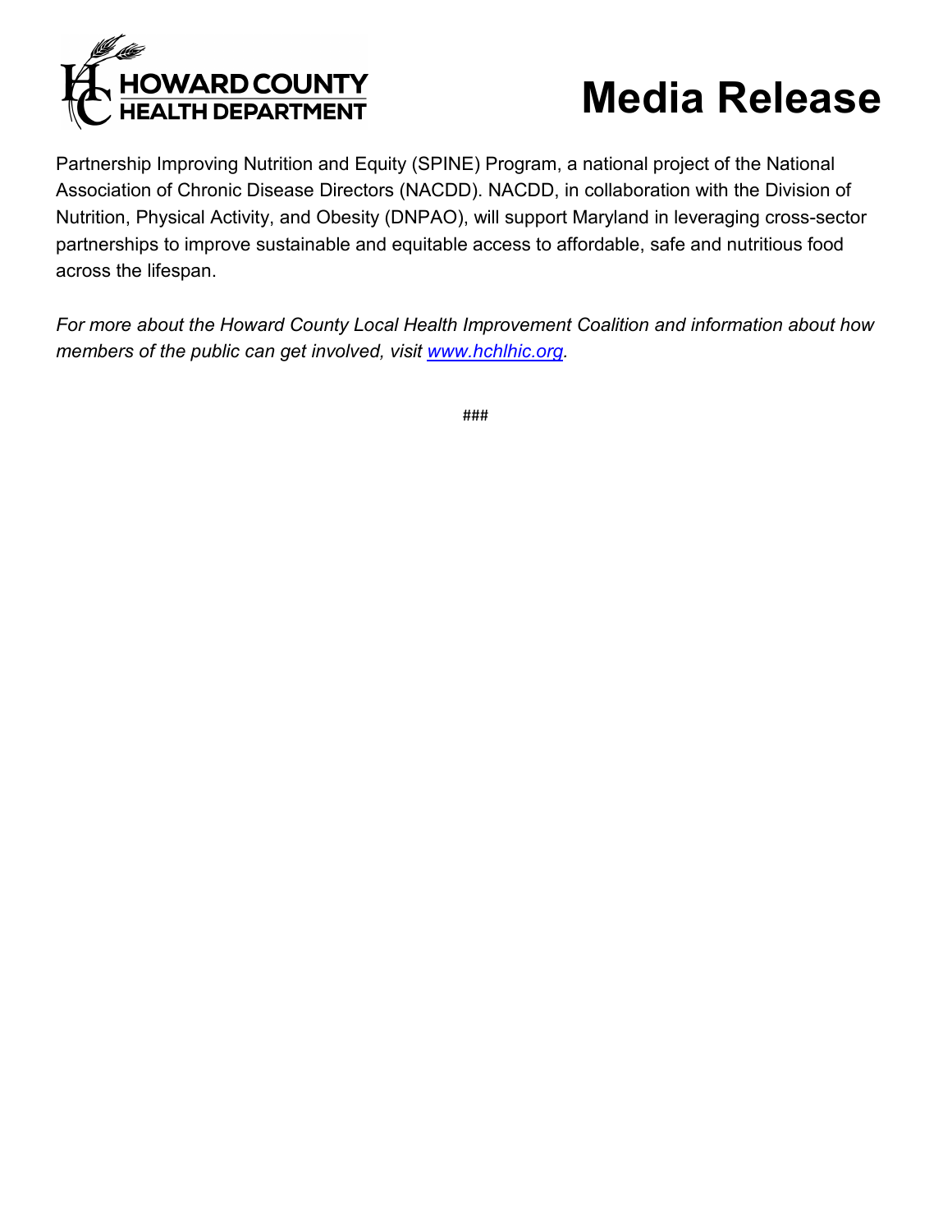Partnership Improving Nutrition and Equity (SPINE) Program, a national project of the National Association of Chronic Disease Directors (NACDD). NACDD, in collaboration with the Division of Nutrition, Physical Activity, and Obesity (DNPAO), will support Maryland in leveraging cross-sector partnerships to improve sustainable and equitable access to affordable, safe and nutritious food across the lifespan.

*For more about the Howard County Local Health Improvement Coalition and information about how members of the public can get involved, visit [www.hchlhic.org](http://www.hchlhic.org).*

###